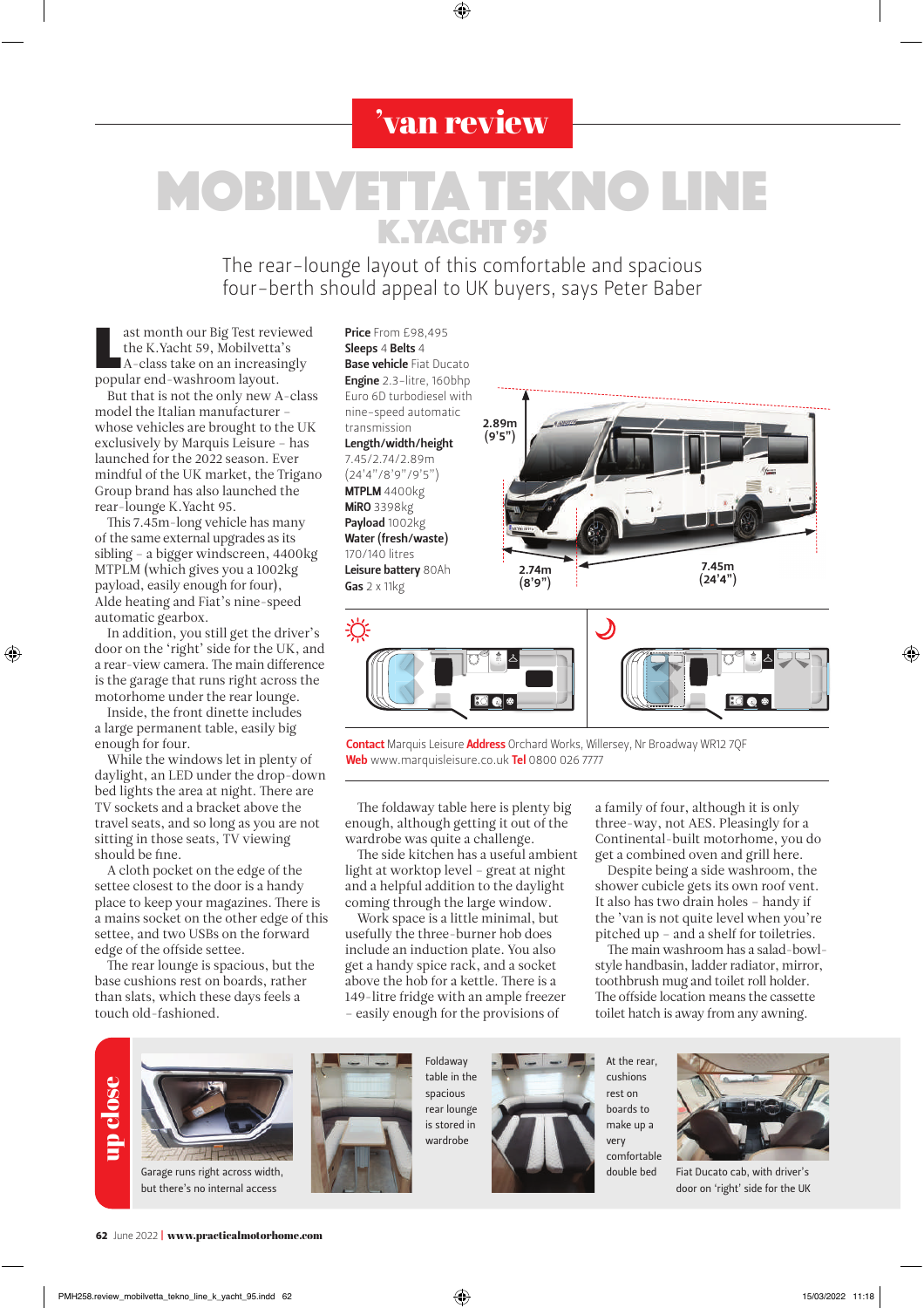'van review

# MOBILVETTA TEKNO LINE
## K.YACHT 95

The rear-lounge layout of this comfortable and spacious four-berth should appeal to UK buyers, says Peter Baber

Last month our Big Test reviewed the K.Yacht 59, Mobilvetta's A-class take on an increasingly popular end-washroom layout.

But that is not the only new A-class model the Italian manufacturer – whose vehicles are brought to the UK exclusively by Marquis Leisure – has launched for the 2022 season. Ever mindful of the UK market, the Trigano Group brand has also launched the rear-lounge K.Yacht 95.

This 7.45m-long vehicle has many of the same external upgrades as its sibling – a bigger windscreen, 4400kg MTPLM (which gives you a 1002kg payload, easily enough for four), Alde heating and Fiat's nine-speed automatic gearbox.

In addition, you still get the driver's door on the 'right' side for the UK, and a rear-view camera. The main difference is the garage that runs right across the motorhome under the rear lounge.

Inside, the front dinette includes a large permanent table, easily big enough for four.

While the windows let in plenty of daylight, an LED under the drop-down bed lights the area at night. There are TV sockets and a bracket above the travel seats, and so long as you are not sitting in those seats, TV viewing should be fine.

A cloth pocket on the edge of the settee closest to the door is a handy place to keep your magazines. There is a mains socket on the other edge of this settee, and two USBs on the forward edge of the offside settee.

The rear lounge is spacious, but the base cushions rest on boards, rather than slats, which these days feels a touch old-fashioned.

**Price** From £98,495
**Sleeps** 4 **Belts** 4
**Base vehicle** Fiat Ducato
**Engine** 2.3-litre, 160bhp Euro 6D turbodiesel with nine-speed automatic transmission
**Length/width/height** 7.45/2.74/2.89m (24'4"/8'9"/9'5")
**MTPLM** 4400kg
**MiRO** 3398kg
**Payload** 1002kg
**Water (fresh/waste)** 170/140 litres
**Leisure battery** 80Ah
**Gas** 2 x 11kg

2.89m (9'5")
2.74m (8'9")
7.45m (24'4")

**Contact** Marquis Leisure **Address** Orchard Works, Willersey, Nr Broadway WR12 7QF
**Web** www.marquisleisure.co.uk **Tel** 0800 026 7777

The foldaway table here is plenty big enough, although getting it out of the wardrobe was quite a challenge.

The side kitchen has a useful ambient light at worktop level – great at night and a helpful addition to the daylight coming through the large window.

Work space is a little minimal, but usefully the three-burner hob does include an induction plate. You also get a handy spice rack, and a socket above the hob for a kettle. There is a 149-litre fridge with an ample freezer – easily enough for the provisions of a family of four, although it is only three-way, not AES. Pleasingly for a Continental-built motorhome, you do get a combined oven and grill here.

Despite being a side washroom, the shower cubicle gets its own roof vent. It also has two drain holes – handy if the 'van is not quite level when you're pitched up – and a shelf for toiletries.

The main washroom has a salad-bowl-style handbasin, ladder radiator, mirror, toothbrush mug and toilet roll holder. The offside location means the cassette toilet hatch is away from any awning.

**up close**

Garage runs right across width, but there's no internal access

Foldaway table in the spacious rear lounge is stored in wardrobe

At the rear, cushions rest on boards to make up a very comfortable double bed

Fiat Ducato cab, with driver's door on 'right' side for the UK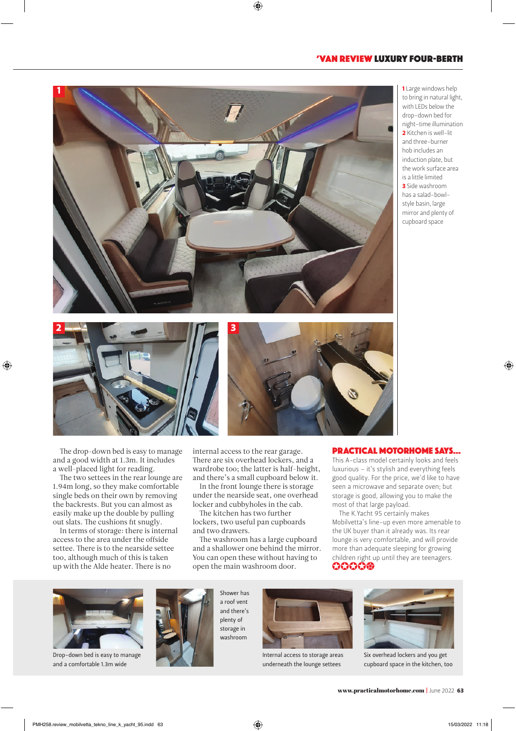1 Large windows help to bring in natural light, with LEDs below the drop-down bed for night-time illumination
2 Kitchen is well-lit and three-burner hob includes an induction plate, but the work surface area is a little limited
3 Side washroom has a salad-bowl-style basin, large mirror and plenty of cupboard space

The drop-down bed is easy to manage and a good width at 1.3m. It includes a well-placed light for reading.

The two settees in the rear lounge are 1.94m long, so they make comfortable single beds on their own by removing the backrests. But you can almost as easily make up the double by pulling out slats. The cushions fit snugly.

In terms of storage: there is internal access to the area under the offside settee. There is to the nearside settee too, although much of this is taken up with the Alde heater. There is no internal access to the rear garage.

There are six overhead lockers, and a wardrobe too; the latter is half-height, and there's a small cupboard below it.

In the front lounge there is storage under the nearside seat, one overhead locker and cubbyholes in the cab.

The kitchen has two further lockers, two useful pan cupboards and two drawers.

The washroom has a large cupboard and a shallower one behind the mirror. You can open these without having to open the main washroom door.

## PRACTICAL MOTORHOME SAYS...

This A-class model certainly looks and feels luxurious – it's stylish and everything feels good quality. For the price, we'd like to have seen a microwave and separate oven; but storage is good, allowing you to make the most of that large payload.

The K.Yacht 95 certainly makes Mobilvetta's line-up even more amenable to the UK buyer than it already was. Its rear lounge is very comfortable, and will provide more than adequate sleeping for growing children right up until they are teenagers.

★★★★☆

Drop-down bed is easy to manage and a comfortable 1.3m wide

Shower has a roof vent and there's plenty of storage in washroom

Internal access to storage areas underneath the lounge settees

Six overhead lockers and you get cupboard space in the kitchen, too